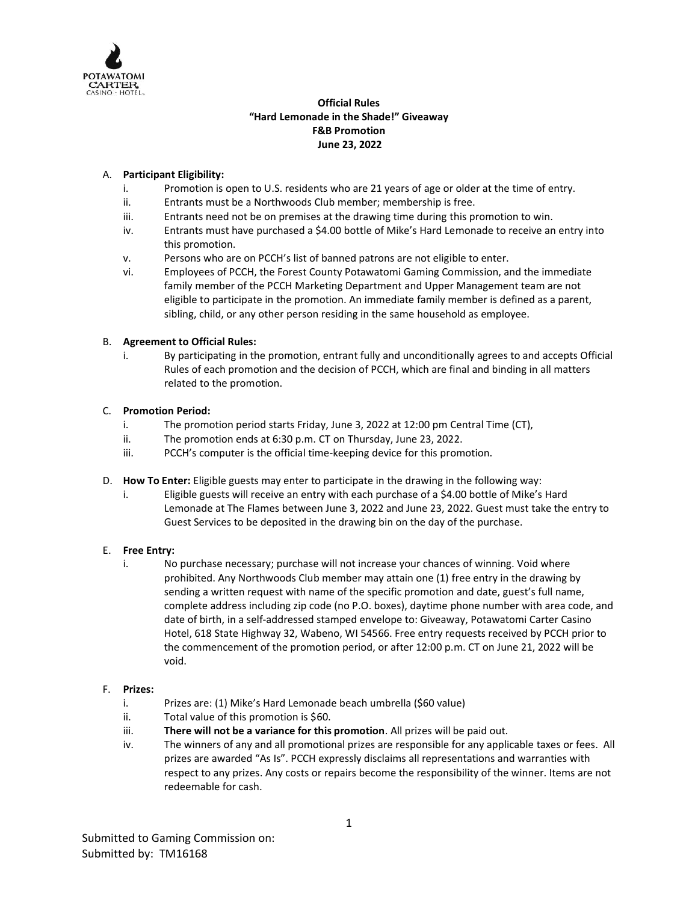**Official Rules**
**"Hard Lemonade in the Shade!" Giveaway**
**F&B Promotion**
**June 23, 2022**

A. **Participant Eligibility:**
   i. Promotion is open to U.S. residents who are 21 years of age or older at the time of entry.
   ii. Entrants must be a Northwoods Club member; membership is free.
   iii. Entrants need not be on premises at the drawing time during this promotion to win.
   iv. Entrants must have purchased a $4.00 bottle of Mike's Hard Lemonade to receive an entry into this promotion.
   v. Persons who are on PCCH's list of banned patrons are not eligible to enter.
   vi. Employees of PCCH, the Forest County Potawatomi Gaming Commission, and the immediate family member of the PCCH Marketing Department and Upper Management team are not eligible to participate in the promotion. An immediate family member is defined as a parent, sibling, child, or any other person residing in the same household as employee.

B. **Agreement to Official Rules:**
   i. By participating in the promotion, entrant fully and unconditionally agrees to and accepts Official Rules of each promotion and the decision of PCCH, which are final and binding in all matters related to the promotion.

C. **Promotion Period:**
   i. The promotion period starts Friday, June 3, 2022 at 12:00 pm Central Time (CT),
   ii. The promotion ends at 6:30 p.m. CT on Thursday, June 23, 2022.
   iii. PCCH's computer is the official time-keeping device for this promotion.

D. **How To Enter:** Eligible guests may enter to participate in the drawing in the following way:
   i. Eligible guests will receive an entry with each purchase of a $4.00 bottle of Mike's Hard Lemonade at The Flames between June 3, 2022 and June 23, 2022. Guest must take the entry to Guest Services to be deposited in the drawing bin on the day of the purchase.

E. **Free Entry:**
   i. No purchase necessary; purchase will not increase your chances of winning. Void where prohibited. Any Northwoods Club member may attain one (1) free entry in the drawing by sending a written request with name of the specific promotion and date, guest's full name, complete address including zip code (no P.O. boxes), daytime phone number with area code, and date of birth, in a self-addressed stamped envelope to: Giveaway, Potawatomi Carter Casino Hotel, 618 State Highway 32, Wabeno, WI 54566. Free entry requests received by PCCH prior to the commencement of the promotion period, or after 12:00 p.m. CT on June 21, 2022 will be void.

F. **Prizes:**
   i. Prizes are: (1) Mike's Hard Lemonade beach umbrella ($60 value)
   ii. Total value of this promotion is $60.
   iii. **There will not be a variance for this promotion**. All prizes will be paid out.
   iv. The winners of any and all promotional prizes are responsible for any applicable taxes or fees. All prizes are awarded "As Is". PCCH expressly disclaims all representations and warranties with respect to any prizes. Any costs or repairs become the responsibility of the winner. Items are not redeemable for cash.

Submitted to Gaming Commission on:
Submitted by: TM16168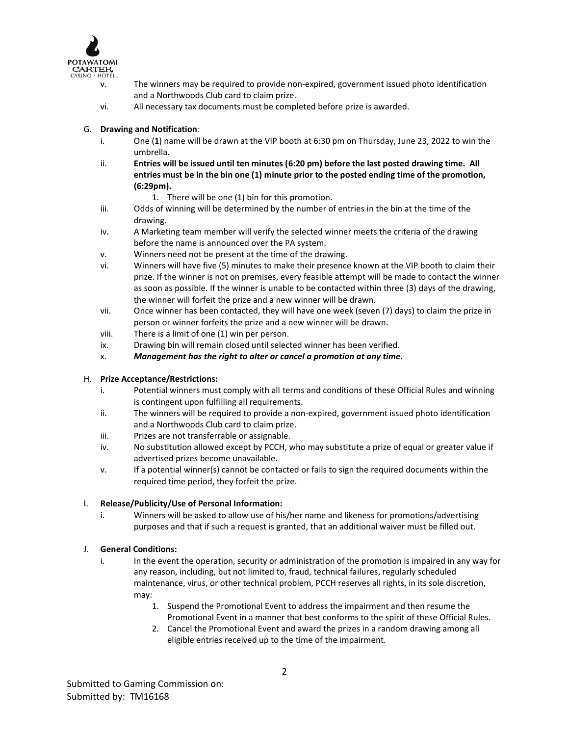v. The winners may be required to provide non-expired, government issued photo identification and a Northwoods Club card to claim prize.

vi. All necessary tax documents must be completed before prize is awarded.

G. **Drawing and Notification**:

i. One (**1**) name will be drawn at the VIP booth at 6:30 pm on Thursday, June 23, 2022 to win the umbrella.

ii. **Entries will be issued until ten minutes (6:20 pm) before the last posted drawing time. All entries must be in the bin one (1) minute prior to the posted ending time of the promotion, (6:29pm).**

1. There will be one (1) bin for this promotion.

iii. Odds of winning will be determined by the number of entries in the bin at the time of the drawing.

iv. A Marketing team member will verify the selected winner meets the criteria of the drawing before the name is announced over the PA system.

v. Winners need not be present at the time of the drawing.

vi. Winners will have five (5) minutes to make their presence known at the VIP booth to claim their prize. If the winner is not on premises, every feasible attempt will be made to contact the winner as soon as possible. If the winner is unable to be contacted within three (3) days of the drawing, the winner will forfeit the prize and a new winner will be drawn.

vii. Once winner has been contacted, they will have one week (seven (7) days) to claim the prize in person or winner forfeits the prize and a new winner will be drawn.

viii. There is a limit of one (1) win per person.

ix. Drawing bin will remain closed until selected winner has been verified.

x. ***Management has the right to alter or cancel a promotion at any time.***

H. **Prize Acceptance/Restrictions:**

i. Potential winners must comply with all terms and conditions of these Official Rules and winning is contingent upon fulfilling all requirements.

ii. The winners will be required to provide a non-expired, government issued photo identification and a Northwoods Club card to claim prize.

iii. Prizes are not transferrable or assignable.

iv. No substitution allowed except by PCCH, who may substitute a prize of equal or greater value if advertised prizes become unavailable.

v. If a potential winner(s) cannot be contacted or fails to sign the required documents within the required time period, they forfeit the prize.

I. **Release/Publicity/Use of Personal Information:**

i. Winners will be asked to allow use of his/her name and likeness for promotions/advertising purposes and that if such a request is granted, that an additional waiver must be filled out.

J. **General Conditions:**

i. In the event the operation, security or administration of the promotion is impaired in any way for any reason, including, but not limited to, fraud, technical failures, regularly scheduled maintenance, virus, or other technical problem, PCCH reserves all rights, in its sole discretion, may:

1. Suspend the Promotional Event to address the impairment and then resume the Promotional Event in a manner that best conforms to the spirit of these Official Rules.
2. Cancel the Promotional Event and award the prizes in a random drawing among all eligible entries received up to the time of the impairment.

Submitted to Gaming Commission on:
Submitted by: TM16168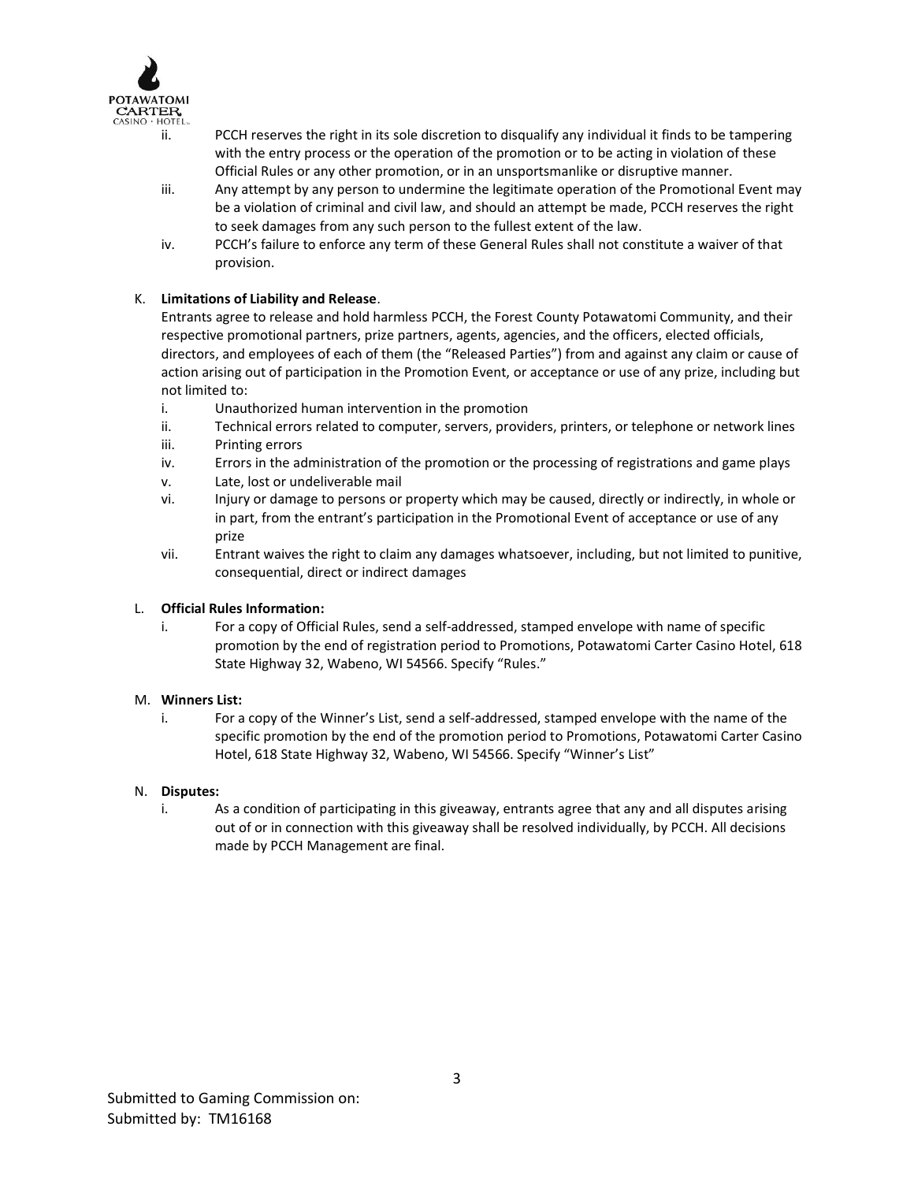ii. PCCH reserves the right in its sole discretion to disqualify any individual it finds to be tampering with the entry process or the operation of the promotion or to be acting in violation of these Official Rules or any other promotion, or in an unsportsmanlike or disruptive manner.

iii. Any attempt by any person to undermine the legitimate operation of the Promotional Event may be a violation of criminal and civil law, and should an attempt be made, PCCH reserves the right to seek damages from any such person to the fullest extent of the law.

iv. PCCH's failure to enforce any term of these General Rules shall not constitute a waiver of that provision.

K. **Limitations of Liability and Release**.

Entrants agree to release and hold harmless PCCH, the Forest County Potawatomi Community, and their respective promotional partners, prize partners, agents, agencies, and the officers, elected officials, directors, and employees of each of them (the "Released Parties") from and against any claim or cause of action arising out of participation in the Promotion Event, or acceptance or use of any prize, including but not limited to:

i. Unauthorized human intervention in the promotion

ii. Technical errors related to computer, servers, providers, printers, or telephone or network lines

iii. Printing errors

iv. Errors in the administration of the promotion or the processing of registrations and game plays

v. Late, lost or undeliverable mail

vi. Injury or damage to persons or property which may be caused, directly or indirectly, in whole or in part, from the entrant's participation in the Promotional Event of acceptance or use of any prize

vii. Entrant waives the right to claim any damages whatsoever, including, but not limited to punitive, consequential, direct or indirect damages

L. **Official Rules Information:**

i. For a copy of Official Rules, send a self-addressed, stamped envelope with name of specific promotion by the end of registration period to Promotions, Potawatomi Carter Casino Hotel, 618 State Highway 32, Wabeno, WI 54566. Specify "Rules."

M. **Winners List:**

i. For a copy of the Winner's List, send a self-addressed, stamped envelope with the name of the specific promotion by the end of the promotion period to Promotions, Potawatomi Carter Casino Hotel, 618 State Highway 32, Wabeno, WI 54566. Specify "Winner's List"

N. **Disputes:**

i. As a condition of participating in this giveaway, entrants agree that any and all disputes arising out of or in connection with this giveaway shall be resolved individually, by PCCH. All decisions made by PCCH Management are final.

Submitted to Gaming Commission on:
Submitted by: TM16168